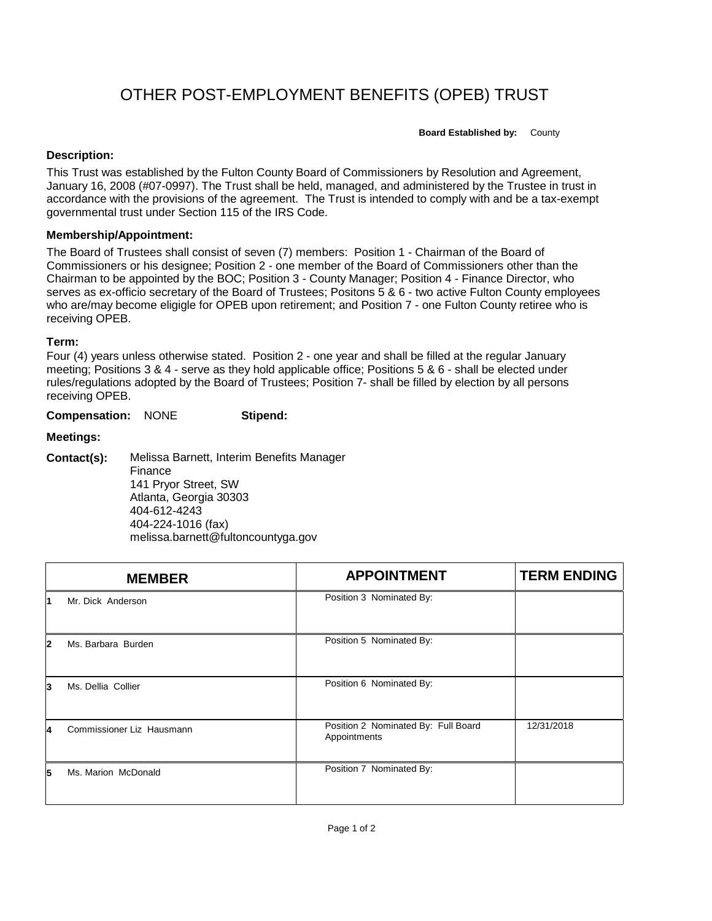# OTHER POST-EMPLOYMENT BENEFITS (OPEB) TRUST

**Board Established by:** County

**Description:**

This Trust was established by the Fulton County Board of Commissioners by Resolution and Agreement, January 16, 2008 (#07-0997). The Trust shall be held, managed, and administered by the Trustee in trust in accordance with the provisions of the agreement. The Trust is intended to comply with and be a tax-exempt governmental trust under Section 115 of the IRS Code.

**Membership/Appointment:**

The Board of Trustees shall consist of seven (7) members: Position 1 - Chairman of the Board of Commissioners or his designee; Position 2 - one member of the Board of Commissioners other than the Chairman to be appointed by the BOC; Position 3 - County Manager; Position 4 - Finance Director, who serves as ex-officio secretary of the Board of Trustees; Positons 5 & 6 - two active Fulton County employees who are/may become eligigle for OPEB upon retirement; and Position 7 - one Fulton County retiree who is receiving OPEB.

**Term:**

Four (4) years unless otherwise stated. Position 2 - one year and shall be filled at the regular January meeting; Positions 3 & 4 - serve as they hold applicable office; Positions 5 & 6 - shall be elected under rules/regulations adopted by the Board of Trustees; Position 7- shall be filled by election by all persons receiving OPEB.

**Compensation:** NONE **Stipend:**

**Meetings:**

**Contact(s):** Melissa Barnett, Interim Benefits Manager
Finance
141 Pryor Street, SW
Atlanta, Georgia 30303
404-612-4243
404-224-1016 (fax)
melissa.barnett@fultoncountyga.gov

| | MEMBER | APPOINTMENT | TERM ENDING |
|---|---|---|---|
| 1 | Mr. Dick Anderson | Position 3 Nominated By: | |
| 2 | Ms. Barbara Burden | Position 5 Nominated By: | |
| 3 | Ms. Dellia Collier | Position 6 Nominated By: | |
| 4 | Commissioner Liz Hausmann | Position 2 Nominated By: Full Board Appointments | 12/31/2018 |
| 5 | Ms. Marion McDonald | Position 7 Nominated By: | |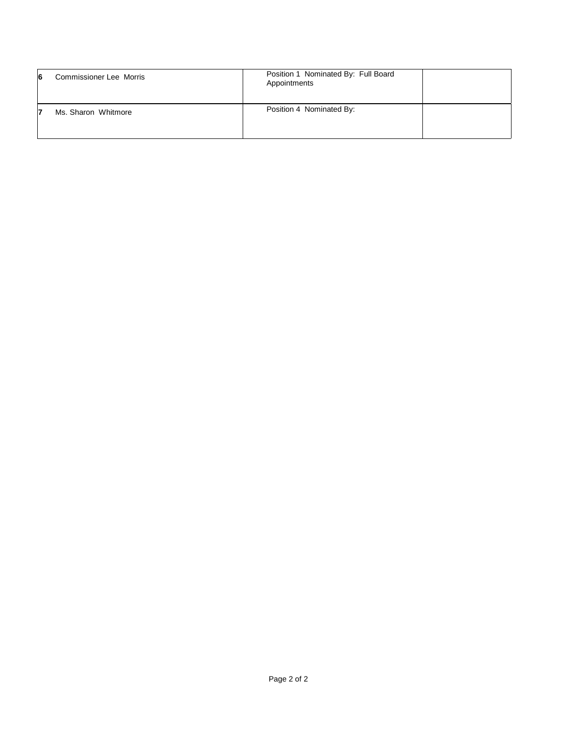| | | | |
|---|---|---|---|
| **6** | Commissioner Lee Morris | Position 1 Nominated By: Full Board Appointments | |
| **7** | Ms. Sharon Whitmore | Position 4 Nominated By: | |